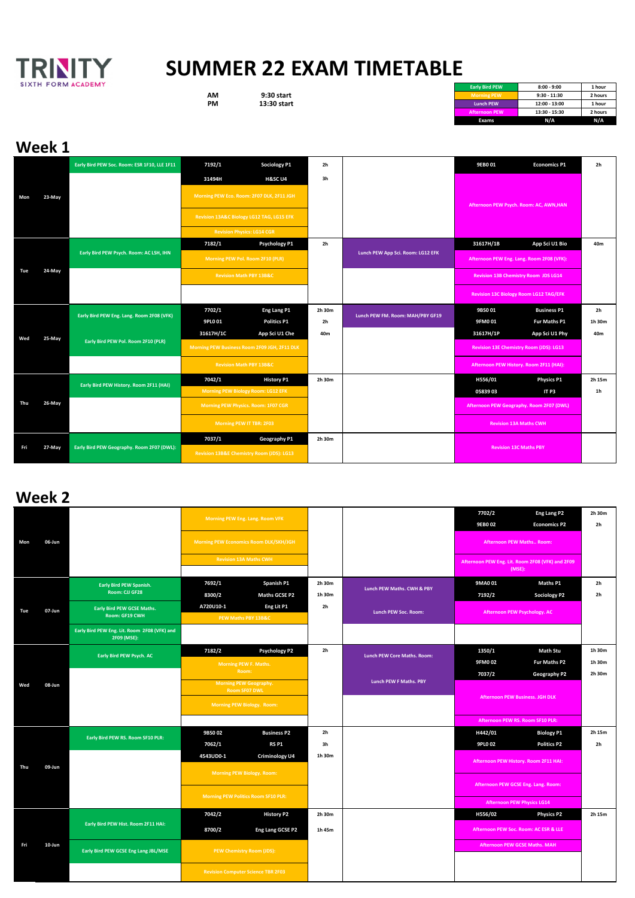TRINITY SIXTH FORM ACADEMY

# SUMMER 22 EXAM TIMETABLE

| | |
|---|---|
| AM | 9:30 start |
| PM | 13:30 start |

| Session | Time | Duration |
|---|---|---|
| Early Bird PEW | 8:00 - 9:00 | 1 hour |
| Morning PEW | 9:30 - 11:30 | 2 hours |
| Lunch PEW | 12:00 - 13:00 | 1 hour |
| Afternoon PEW | 13:30 - 15:30 | 2 hours |
| Exams | N/A | N/A |

## Week 1

| Day | Date | Early Bird | AM | AM Duration | Lunch | PM | PM Duration |
|---|---|---|---|---|---|---|---|
| Mon | 23-May | Early Bird PEW Soc. Room: ESR 1F10, LLE 1F11 | 7192/1 Sociology P1 | 2h | | 9EB0 01 Economics P1 | 2h |
| | | | 31494H H&SC U4 | 3h | | Afternoon PEW Psych. Room: AC, AWN,HAN | |
| | | | Morning PEW Eco. Room: 2F07 DLK, 2F11 JGH | | | | |
| | | | Revision 13A&C Biology LG12 TAG, LG15 EFK | | | | |
| | | | Revision Physics: LG14 CGR | | | | |
| Tue | 24-May | Early Bird PEW Psych. Room: AC LSH, IHN | 7182/1 Psychology P1 | 2h | Lunch PEW App Sci. Room: LG12 EFK | 31617H/1B App Sci U1 Bio | 40m |
| | | | Morning PEW Pol. Room 2F10 (PLR) | | | Afternoon PEW Eng. Lang. Room 2F08 (VFK): | |
| | | | Revision Math PBY 13B&C | | | Revision 13B Chemistry Room JDS LG14 | |
| | | | | | | Revision 13C Biology Room LG12 TAG/EFK | |
| Wed | 25-May | Early Bird PEW Eng. Lang. Room 2F08 (VFK) | 7702/1 Eng Lang P1 | 2h 30m | Lunch PEW FM. Room: MAH/PBY GF19 | 9BS0 01 Business P1 | 2h |
| | | | 9PL0 01 Politics P1 | 2h | | 9FM0 01 Fur Maths P1 | 1h 30m |
| | | Early Bird PEW Pol. Room 2F10 (PLR) | 31617H/1C App Sci U1 Che | 40m | | 31617H/1P App Sci U1 Phy | 40m |
| | | | Morning PEW Business Room 2F09 JGH, 2F11 DLK | | | Revision 13E Chemistry Room (JDS): LG13 | |
| | | | Revision Math PBY 13B&C | | | Afternoon PEW History. Room 2F11 (HAI): | |
| Thu | 26-May | Early Bird PEW History. Room 2F11 (HAI) | 7042/1 History P1 | 2h 30m | | H556/01 Physics P1 | 2h 15m |
| | | | Morning PEW Biology Room: LG12 EFK | | | 05839 03 IT P3 | 1h |
| | | | Morning PEW Physics. Room: 1F07 CGR | | | Afternoon PEW Geography. Room 2F07 (DWL) | |
| | | | Morning PEW IT TBR: 2F03 | | | Revision 13A Maths CWH | |
| Fri | 27-May | Early Bird PEW Geography. Room 2F07 (DWL): | 7037/1 Geography P1 | 2h 30m | | Revision 13C Maths PBY | |
| | | | Revision 13B&E Chemistry Room (JDS): LG13 | | | | |

## Week 2

| Day | Date | Early Bird | AM | AM Duration | Lunch | PM | PM Duration |
|---|---|---|---|---|---|---|---|
| Mon | 06-Jun | | Morning PEW Eng. Lang. Room VFK | | | 7702/2 Eng Lang P2 | 2h 30m |
| | | | Morning PEW Economics Room DLK/SKH/JGH | | | 9EB0 02 Economics P2 | 2h |
| | | | Revision 13A Maths CWH | | | Afternoon PEW Maths.. Room: | |
| | | | | | | Afternoon PEW Eng. Lit. Room 2F08 (VFK) and 2F09 (MSE): | |
| Tue | 07-Jun | Early Bird PEW Spanish. Room: CJJ GF28 | 7692/1 Spanish P1 | 2h 30m | Lunch PEW Maths. CWH & PBY | 9MA0 01 Maths P1 | 2h |
| | | | 8300/2 Maths GCSE P2 | 1h 30m | | 7192/2 Sociology P2 | 2h |
| | | Early Bird PEW GCSE Maths. Room: GF19 CWH | A720U10-1 Eng Lit P1 | 2h | Lunch PEW Soc. Room: | Afternoon PEW Psychology. AC | |
| | | | PEW Maths PBY 13B&C | | | | |
| | | Early Bird PEW Eng. Lit. Room 2F08 (VFK) and 2F09 (MSE): | | | | | |
| Wed | 08-Jun | Early Bird PEW Psych. AC | 7182/2 Psychology P2 | 2h | Lunch PEW Core Maths. Room: | 1350/1 Math Stu | 1h 30m |
| | | | Morning PEW F. Maths. Room: | | | 9FM0 02 Fur Maths P2 | 1h 30m |
| | | | Morning PEW Geography. Room SF07 DWL | | Lunch PEW F Maths. PBY | 7037/2 Geography P2 | 2h 30m |
| | | | Morning PEW Biology. Room: | | | Afternoon PEW Business. JGH DLK | |
| | | | | | | Afternoon PEW RS. Room SF10 PLR: | |
| Thu | 09-Jun | Early Bird PEW RS. Room SF10 PLR: | 9BS0 02 Business P2 | 2h | | H442/01 Biology P1 | 2h 15m |
| | | | 7062/1 RS P1 | 3h | | 9PL0 02 Politics P2 | 2h |
| | | | 4543UD0-1 Criminology U4 | 1h 30m | | Afternoon PEW History. Room 2F11 HAI: | |
| | | | Morning PEW Biology. Room: | | | Afternoon PEW GCSE Eng. Lang. Room: | |
| | | | Morning PEW Politics Room SF10 PLR: | | | Afternoon PEW Physics LG14 | |
| Fri | 10-Jun | Early Bird PEW Hist. Room 2F11 HAI: | 7042/2 History P2 | 2h 30m | | H556/02 Physics P2 | 2h 15m |
| | | | 8700/2 Eng Lang GCSE P2 | 1h 45m | | Afternoon PEW Soc. Room: AC ESR & LLE | |
| | | Early Bird PEW GCSE Eng Lang JBL/MSE | PEW Chemistry Room (JDS): | | | Afternoon PEW GCSE Maths. MAH | |
| | | | Revision Computer Science TBR 2F03 | | | | |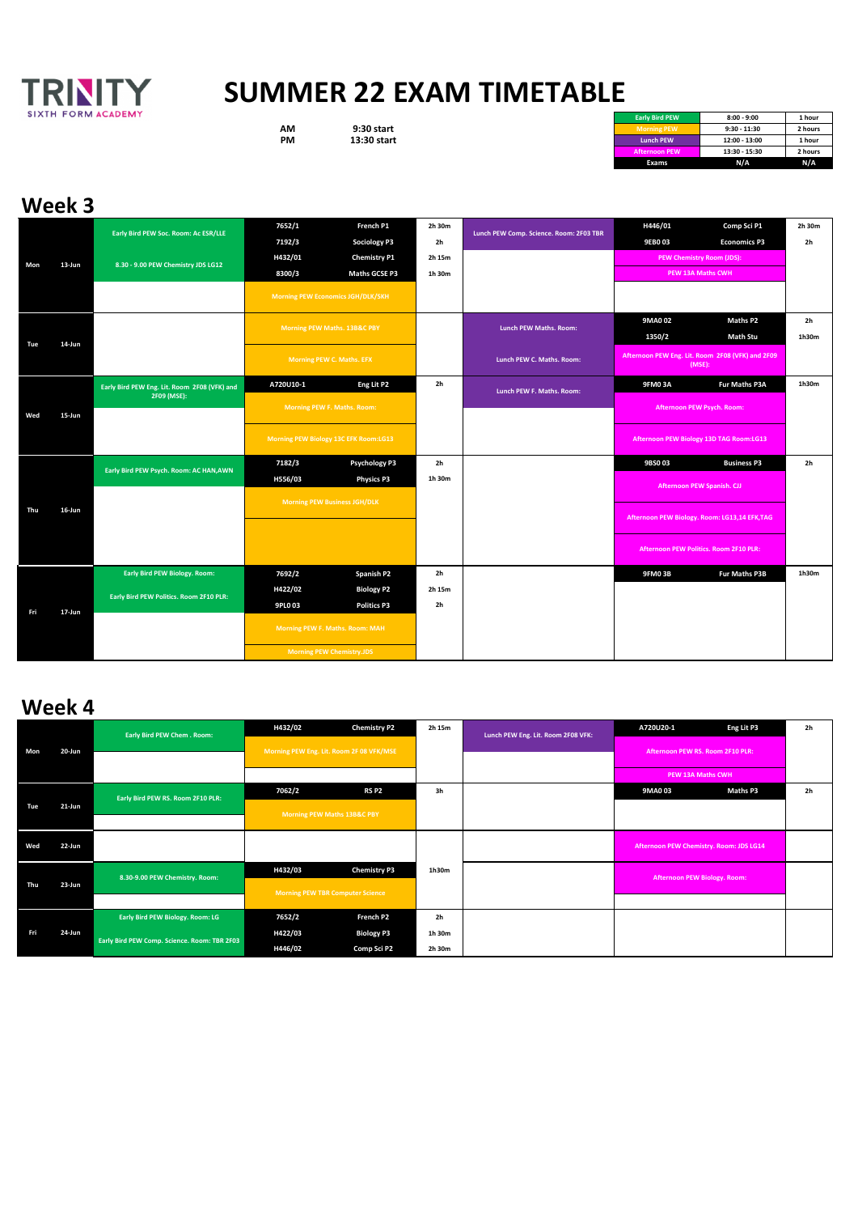TRINITY SIXTH FORM ACADEMY

# SUMMER 22 EXAM TIMETABLE

| | |
|---|---|
| AM | 9:30 start |
| PM | 13:30 start |

| | | |
|---|---|---|
| Early Bird PEW | 8:00 - 9:00 | 1 hour |
| Morning PEW | 9:30 - 11:30 | 2 hours |
| Lunch PEW | 12:00 - 13:00 | 1 hour |
| Afternoon PEW | 13:30 - 15:30 | 2 hours |
| Exams | N/A | N/A |

## Week 3

| Day | Date | Early Bird | AM Code | AM Exam | Duration | Lunch | PM Code | PM Exam | Duration |
|---|---|---|---|---|---|---|---|---|---|
| Mon | 13-Jun | Early Bird PEW Soc. Room: Ac ESR/LLE | 7652/1 | French P1 | 2h 30m | Lunch PEW Comp. Science. Room: 2F03 TBR | H446/01 | Comp Sci P1 | 2h 30m |
| | | | 7192/3 | Sociology P3 | 2h | | 9EB0 03 | Economics P3 | 2h |
| | | 8.30 - 9.00 PEW Chemistry JDS LG12 | H432/01 | Chemistry P1 | 2h 15m | | PEW Chemistry Room (JDS): | | |
| | | | 8300/3 | Maths GCSE P3 | 1h 30m | | PEW 13A Maths CWH | | |
| | | | Morning PEW Economics JGH/DLK/SKH | | | | | | |
| Tue | 14-Jun | | Morning PEW Maths. 13B&C PBY | | | Lunch PEW Maths. Room: | 9MA0 02 | Maths P2 | 2h |
| | | | | | | | 1350/2 | Math Stu | 1h30m |
| | | | Morning PEW C. Maths. EFX | | | Lunch PEW C. Maths. Room: | Afternoon PEW Eng. Lit. Room 2F08 (VFK) and 2F09 (MSE): | | |
| Wed | 15-Jun | Early Bird PEW Eng. Lit. Room 2F08 (VFK) and 2F09 (MSE): | A720U10-1 | Eng Lit P2 | 2h | Lunch PEW F. Maths. Room: | 9FM0 3A | Fur Maths P3A | 1h30m |
| | | | Morning PEW F. Maths. Room: | | | | Afternoon PEW Psych. Room: | | |
| | | | Morning PEW Biology 13C EFK Room:LG13 | | | | Afternoon PEW Biology 13D TAG Room:LG13 | | |
| Thu | 16-Jun | Early Bird PEW Psych. Room: AC HAN,AWN | 7182/3 | Psychology P3 | 2h | | 9BS0 03 | Business P3 | 2h |
| | | | H556/03 | Physics P3 | 1h 30m | | Afternoon PEW Spanish. CJJ | | |
| | | | Morning PEW Business JGH/DLK | | | | Afternoon PEW Biology. Room: LG13,14 EFK,TAG | | |
| | | | | | | | Afternoon PEW Politics. Room 2F10 PLR: | | |
| Fri | 17-Jun | Early Bird PEW Biology. Room: | 7692/2 | Spanish P2 | 2h | | 9FM0 3B | Fur Maths P3B | 1h30m |
| | | Early Bird PEW Politics. Room 2F10 PLR: | H422/02 | Biology P2 | 2h 15m | | | | |
| | | | 9PL0 03 | Politics P3 | 2h | | | | |
| | | | Morning PEW F. Maths. Room: MAH | | | | | | |
| | | | Morning PEW Chemistry JDS | | | | | | |

## Week 4

| Day | Date | Early Bird | AM Code | AM Exam | Duration | Lunch | PM Code | PM Exam | Duration |
|---|---|---|---|---|---|---|---|---|---|
| Mon | 20-Jun | Early Bird PEW Chem . Room: | H432/02 | Chemistry P2 | 2h 15m | Lunch PEW Eng. Lit. Room 2F08 VFK: | A720U20-1 | Eng Lit P3 | 2h |
| | | | Morning PEW Eng. Lit. Room 2F 08 VFK/MSE | | | | Afternoon PEW RS. Room 2F10 PLR: | | |
| | | | | | | | PEW 13A Maths CWH | | |
| Tue | 21-Jun | Early Bird PEW RS. Room 2F10 PLR: | 7062/2 | RS P2 | 3h | | 9MA0 03 | Maths P3 | 2h |
| | | | Morning PEW Maths 13B&C PBY | | | | | | |
| Wed | 22-Jun | | | | | | Afternoon PEW Chemistry. Room: JDS LG14 | | |
| Thu | 23-Jun | 8.30-9.00 PEW Chemistry. Room: | H432/03 | Chemistry P3 | 1h30m | | Afternoon PEW Biology. Room: | | |
| | | | Morning PEW TBR Computer Science | | | | | | |
| Fri | 24-Jun | Early Bird PEW Biology. Room: LG | 7652/2 | French P2 | 2h | | | | |
| | | Early Bird PEW Comp. Science. Room: TBR 2F03 | H422/03 | Biology P3 | 1h 30m | | | | |
| | | | H446/02 | Comp Sci P2 | 2h 30m | | | | |